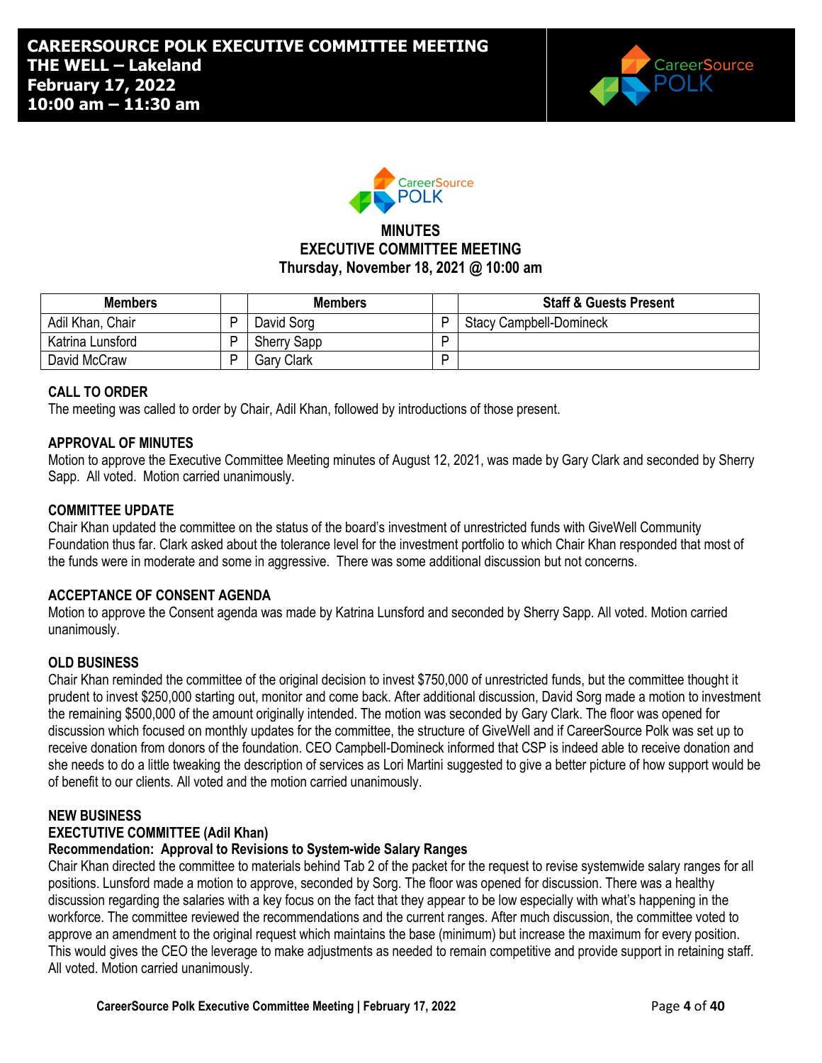# MINUTES
## EXECUTIVE COMMITTEE MEETING
### Thursday, November 18, 2021 @ 10:00 am

| Members | | Members | | Staff & Guests Present |
|---|---|---|---|---|
| Adil Khan, Chair | P | David Sorg | P | Stacy Campbell-Domineck |
| Katrina Lunsford | P | Sherry Sapp | P | |
| David McCraw | P | Gary Clark | P | |

**CALL TO ORDER**

The meeting was called to order by Chair, Adil Khan, followed by introductions of those present.

**APPROVAL OF MINUTES**

Motion to approve the Executive Committee Meeting minutes of August 12, 2021, was made by Gary Clark and seconded by Sherry Sapp. All voted. Motion carried unanimously.

**COMMITTEE UPDATE**

Chair Khan updated the committee on the status of the board's investment of unrestricted funds with GiveWell Community Foundation thus far. Clark asked about the tolerance level for the investment portfolio to which Chair Khan responded that most of the funds were in moderate and some in aggressive. There was some additional discussion but not concerns.

**ACCEPTANCE OF CONSENT AGENDA**

Motion to approve the Consent agenda was made by Katrina Lunsford and seconded by Sherry Sapp. All voted. Motion carried unanimously.

**OLD BUSINESS**

Chair Khan reminded the committee of the original decision to invest $750,000 of unrestricted funds, but the committee thought it prudent to invest $250,000 starting out, monitor and come back. After additional discussion, David Sorg made a motion to investment the remaining $500,000 of the amount originally intended. The motion was seconded by Gary Clark. The floor was opened for discussion which focused on monthly updates for the committee, the structure of GiveWell and if CareerSource Polk was set up to receive donation from donors of the foundation. CEO Campbell-Domineck informed that CSP is indeed able to receive donation and she needs to do a little tweaking the description of services as Lori Martini suggested to give a better picture of how support would be of benefit to our clients. All voted and the motion carried unanimously.

**NEW BUSINESS**

**EXECTUTIVE COMMITTEE (Adil Khan)**

**Recommendation: Approval to Revisions to System-wide Salary Ranges**

Chair Khan directed the committee to materials behind Tab 2 of the packet for the request to revise systemwide salary ranges for all positions. Lunsford made a motion to approve, seconded by Sorg. The floor was opened for discussion. There was a healthy discussion regarding the salaries with a key focus on the fact that they appear to be low especially with what's happening in the workforce. The committee reviewed the recommendations and the current ranges. After much discussion, the committee voted to approve an amendment to the original request which maintains the base (minimum) but increase the maximum for every position. This would gives the CEO the leverage to make adjustments as needed to remain competitive and provide support in retaining staff. All voted. Motion carried unanimously.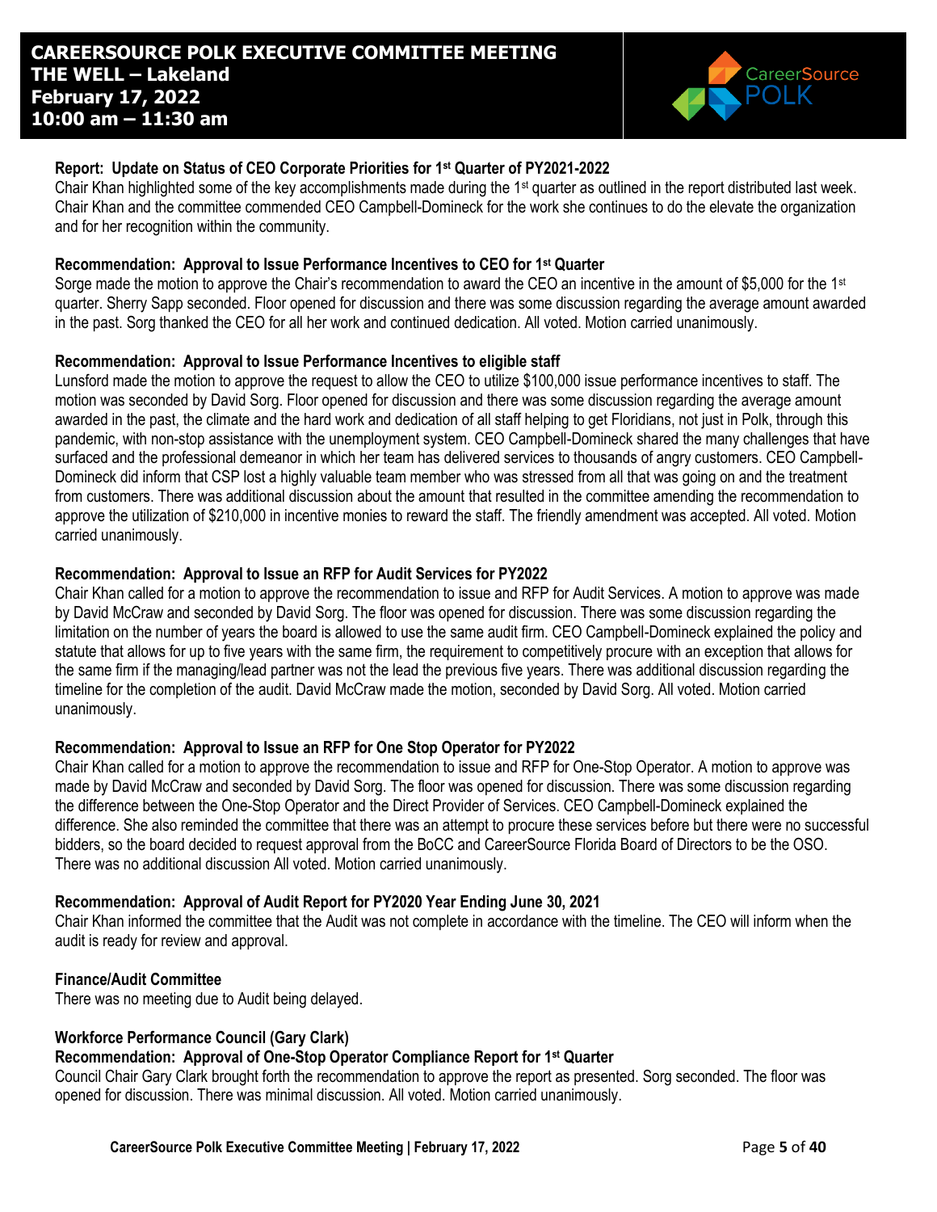**CAREERSOURCE POLK EXECUTIVE COMMITTEE MEETING**
**THE WELL – Lakeland**
**February 17, 2022**
**10:00 am – 11:30 am**

**Report: Update on Status of CEO Corporate Priorities for 1st Quarter of PY2021-2022**

Chair Khan highlighted some of the key accomplishments made during the 1st quarter as outlined in the report distributed last week. Chair Khan and the committee commended CEO Campbell-Domineck for the work she continues to do the elevate the organization and for her recognition within the community.

**Recommendation: Approval to Issue Performance Incentives to CEO for 1st Quarter**

Sorge made the motion to approve the Chair's recommendation to award the CEO an incentive in the amount of $5,000 for the 1st quarter. Sherry Sapp seconded. Floor opened for discussion and there was some discussion regarding the average amount awarded in the past. Sorg thanked the CEO for all her work and continued dedication. All voted. Motion carried unanimously.

**Recommendation: Approval to Issue Performance Incentives to eligible staff**

Lunsford made the motion to approve the request to allow the CEO to utilize $100,000 issue performance incentives to staff. The motion was seconded by David Sorg. Floor opened for discussion and there was some discussion regarding the average amount awarded in the past, the climate and the hard work and dedication of all staff helping to get Floridians, not just in Polk, through this pandemic, with non-stop assistance with the unemployment system. CEO Campbell-Domineck shared the many challenges that have surfaced and the professional demeanor in which her team has delivered services to thousands of angry customers. CEO Campbell-Domineck did inform that CSP lost a highly valuable team member who was stressed from all that was going on and the treatment from customers. There was additional discussion about the amount that resulted in the committee amending the recommendation to approve the utilization of $210,000 in incentive monies to reward the staff. The friendly amendment was accepted. All voted. Motion carried unanimously.

**Recommendation: Approval to Issue an RFP for Audit Services for PY2022**

Chair Khan called for a motion to approve the recommendation to issue and RFP for Audit Services. A motion to approve was made by David McCraw and seconded by David Sorg. The floor was opened for discussion. There was some discussion regarding the limitation on the number of years the board is allowed to use the same audit firm. CEO Campbell-Domineck explained the policy and statute that allows for up to five years with the same firm, the requirement to competitively procure with an exception that allows for the same firm if the managing/lead partner was not the lead the previous five years. There was additional discussion regarding the timeline for the completion of the audit. David McCraw made the motion, seconded by David Sorg. All voted. Motion carried unanimously.

**Recommendation: Approval to Issue an RFP for One Stop Operator for PY2022**

Chair Khan called for a motion to approve the recommendation to issue and RFP for One-Stop Operator. A motion to approve was made by David McCraw and seconded by David Sorg. The floor was opened for discussion. There was some discussion regarding the difference between the One-Stop Operator and the Direct Provider of Services. CEO Campbell-Domineck explained the difference. She also reminded the committee that there was an attempt to procure these services before but there were no successful bidders, so the board decided to request approval from the BoCC and CareerSource Florida Board of Directors to be the OSO. There was no additional discussion All voted. Motion carried unanimously.

**Recommendation: Approval of Audit Report for PY2020 Year Ending June 30, 2021**

Chair Khan informed the committee that the Audit was not complete in accordance with the timeline. The CEO will inform when the audit is ready for review and approval.

**Finance/Audit Committee**

There was no meeting due to Audit being delayed.

**Workforce Performance Council (Gary Clark)**

**Recommendation: Approval of One-Stop Operator Compliance Report for 1st Quarter**

Council Chair Gary Clark brought forth the recommendation to approve the report as presented. Sorg seconded. The floor was opened for discussion. There was minimal discussion. All voted. Motion carried unanimously.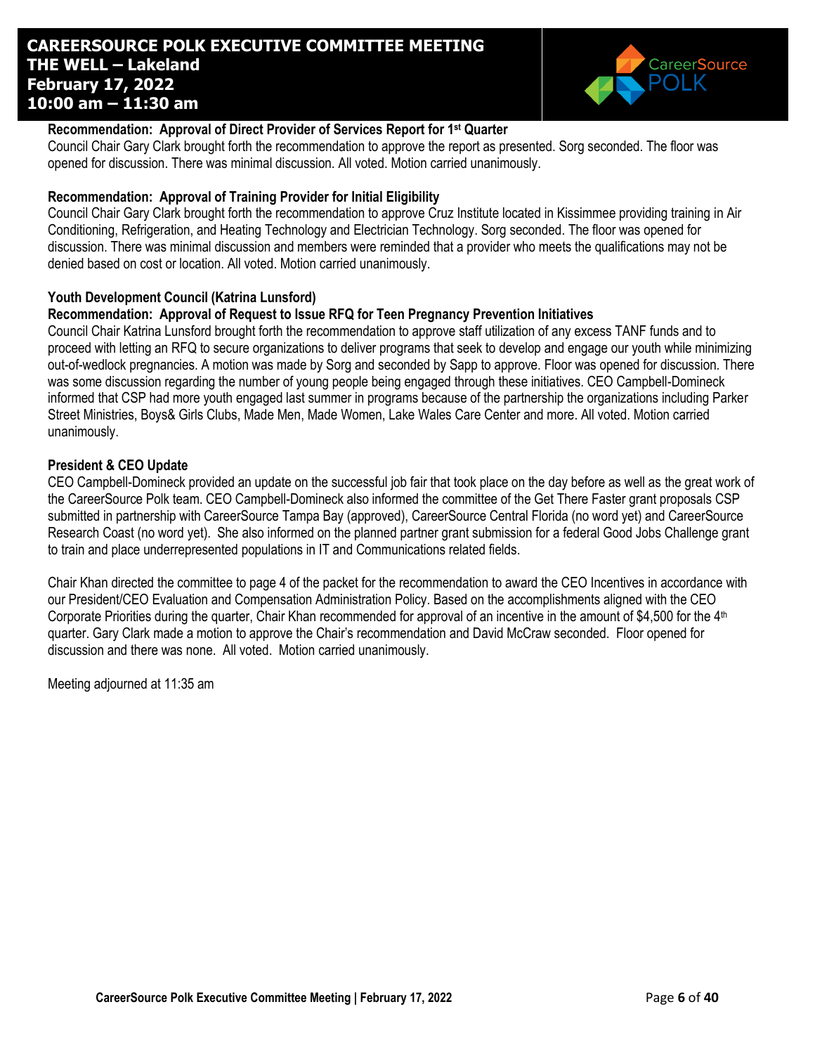**Recommendation: Approval of Direct Provider of Services Report for 1st Quarter**

Council Chair Gary Clark brought forth the recommendation to approve the report as presented. Sorg seconded. The floor was opened for discussion. There was minimal discussion. All voted. Motion carried unanimously.

**Recommendation: Approval of Training Provider for Initial Eligibility**

Council Chair Gary Clark brought forth the recommendation to approve Cruz Institute located in Kissimmee providing training in Air Conditioning, Refrigeration, and Heating Technology and Electrician Technology. Sorg seconded. The floor was opened for discussion. There was minimal discussion and members were reminded that a provider who meets the qualifications may not be denied based on cost or location. All voted. Motion carried unanimously.

**Youth Development Council (Katrina Lunsford)**

**Recommendation: Approval of Request to Issue RFQ for Teen Pregnancy Prevention Initiatives**

Council Chair Katrina Lunsford brought forth the recommendation to approve staff utilization of any excess TANF funds and to proceed with letting an RFQ to secure organizations to deliver programs that seek to develop and engage our youth while minimizing out-of-wedlock pregnancies. A motion was made by Sorg and seconded by Sapp to approve. Floor was opened for discussion. There was some discussion regarding the number of young people being engaged through these initiatives. CEO Campbell-Domineck informed that CSP had more youth engaged last summer in programs because of the partnership the organizations including Parker Street Ministries, Boys& Girls Clubs, Made Men, Made Women, Lake Wales Care Center and more. All voted. Motion carried unanimously.

**President & CEO Update**

CEO Campbell-Domineck provided an update on the successful job fair that took place on the day before as well as the great work of the CareerSource Polk team. CEO Campbell-Domineck also informed the committee of the Get There Faster grant proposals CSP submitted in partnership with CareerSource Tampa Bay (approved), CareerSource Central Florida (no word yet) and CareerSource Research Coast (no word yet). She also informed on the planned partner grant submission for a federal Good Jobs Challenge grant to train and place underrepresented populations in IT and Communications related fields.

Chair Khan directed the committee to page 4 of the packet for the recommendation to award the CEO Incentives in accordance with our President/CEO Evaluation and Compensation Administration Policy. Based on the accomplishments aligned with the CEO Corporate Priorities during the quarter, Chair Khan recommended for approval of an incentive in the amount of $4,500 for the 4th quarter. Gary Clark made a motion to approve the Chair's recommendation and David McCraw seconded. Floor opened for discussion and there was none. All voted. Motion carried unanimously.

Meeting adjourned at 11:35 am